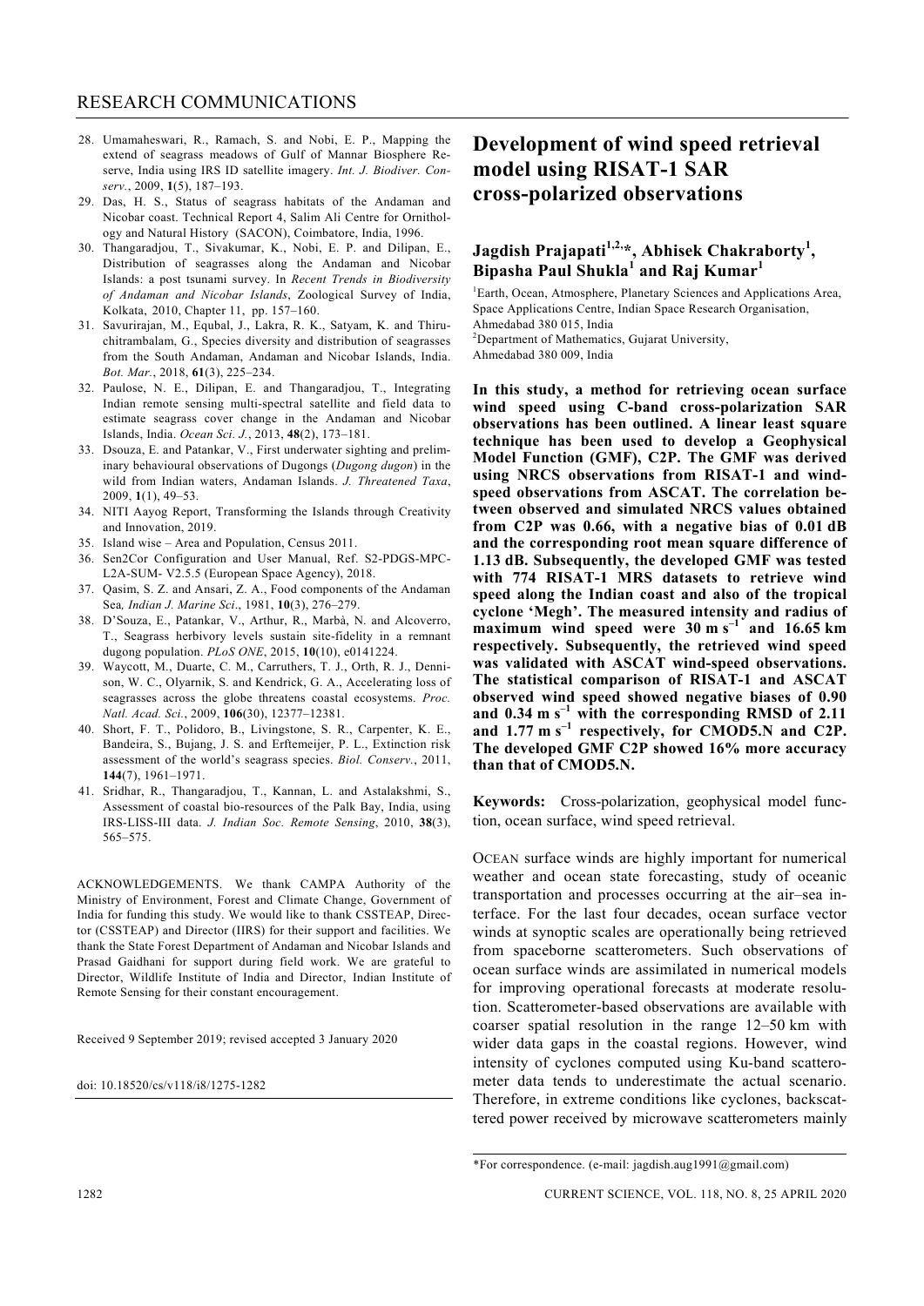28. Umamaheswari, R., Ramach, S. and Nobi, E. P., Mapping the extend of seagrass meadows of Gulf of Mannar Biosphere Reserve, India using IRS ID satellite imagery. *Int. J. Biodiver. Conserv.*, 2009, **1**(5), 187–193.
29. Das, H. S., Status of seagrass habitats of the Andaman and Nicobar coast. Technical Report 4, Salim Ali Centre for Ornithology and Natural History (SACON), Coimbatore, India, 1996.
30. Thangaradjou, T., Sivakumar, K., Nobi, E. P. and Dilipan, E., Distribution of seagrasses along the Andaman and Nicobar Islands: a post tsunami survey. In *Recent Trends in Biodiversity of Andaman and Nicobar Islands*, Zoological Survey of India, Kolkata, 2010, Chapter 11, pp. 157–160.
31. Savurirajan, M., Equbal, J., Lakra, R. K., Satyam, K. and Thiruchitrambalam, G., Species diversity and distribution of seagrasses from the South Andaman, Andaman and Nicobar Islands, India. *Bot. Mar.*, 2018, **61**(3), 225–234.
32. Paulose, N. E., Dilipan, E. and Thangaradjou, T., Integrating Indian remote sensing multi-spectral satellite and field data to estimate seagrass cover change in the Andaman and Nicobar Islands, India. *Ocean Sci. J.*, 2013, **48**(2), 173–181.
33. Dsouza, E. and Patankar, V., First underwater sighting and preliminary behavioural observations of Dugongs (*Dugong dugon*) in the wild from Indian waters, Andaman Islands. *J. Threatened Taxa*, 2009, **1**(1), 49–53.
34. NITI Aayog Report, Transforming the Islands through Creativity and Innovation, 2019.
35. Island wise – Area and Population, Census 2011.
36. Sen2Cor Configuration and User Manual, Ref. S2-PDGS-MPC-L2A-SUM- V2.5.5 (European Space Agency), 2018.
37. Qasim, S. Z. and Ansari, Z. A., Food components of the Andaman Sea*, Indian J. Marine Sci*., 1981, **10**(3), 276–279.
38. D'Souza, E., Patankar, V., Arthur, R., Marbà, N. and Alcoverro, T., Seagrass herbivory levels sustain site-fidelity in a remnant dugong population. *PLoS ONE*, 2015, **10**(10), e0141224.
39. Waycott, M., Duarte, C. M., Carruthers, T. J., Orth, R. J., Dennison, W. C., Olyarnik, S. and Kendrick, G. A., Accelerating loss of seagrasses across the globe threatens coastal ecosystems. *Proc. Natl. Acad. Sci.*, 2009, **106**(30), 12377–12381.
40. Short, F. T., Polidoro, B., Livingstone, S. R., Carpenter, K. E., Bandeira, S., Bujang, J. S. and Erftemeijer, P. L., Extinction risk assessment of the world's seagrass species. *Biol. Conserv.*, 2011, **144**(7), 1961–1971.
41. Sridhar, R., Thangaradjou, T., Kannan, L. and Astalakshmi, S., Assessment of coastal bio-resources of the Palk Bay, India, using IRS-LISS-III data. *J. Indian Soc. Remote Sensing*, 2010, **38**(3), 565–575.

ACKNOWLEDGEMENTS. We thank CAMPA Authority of the Ministry of Environment, Forest and Climate Change, Government of India for funding this study. We would like to thank CSSTEAP, Director (CSSTEAP) and Director (IIRS) for their support and facilities. We thank the State Forest Department of Andaman and Nicobar Islands and Prasad Gaidhani for support during field work. We are grateful to Director, Wildlife Institute of India and Director, Indian Institute of Remote Sensing for their constant encouragement.

Received 9 September 2019; revised accepted 3 January 2020

doi: 10.18520/cs/v118/i8/1275-1282

# Development of wind speed retrieval model using RISAT-1 SAR cross-polarized observations

**Jagdish Prajapati[1,2,*], Abhisek Chakraborty[1], Bipasha Paul Shukla[1] and Raj Kumar[1]**

[1]Earth, Ocean, Atmosphere, Planetary Sciences and Applications Area, Space Applications Centre, Indian Space Research Organisation, Ahmedabad 380 015, India
[2]Department of Mathematics, Gujarat University, Ahmedabad 380 009, India

**In this study, a method for retrieving ocean surface wind speed using C-band cross-polarization SAR observations has been outlined. A linear least square technique has been used to develop a Geophysical Model Function (GMF), C2P. The GMF was derived using NRCS observations from RISAT-1 and wind-speed observations from ASCAT. The correlation between observed and simulated NRCS values obtained from C2P was 0.66, with a negative bias of 0.01 dB and the corresponding root mean square difference of 1.13 dB. Subsequently, the developed GMF was tested with 774 RISAT-1 MRS datasets to retrieve wind speed along the Indian coast and also of the tropical cyclone 'Megh'. The measured intensity and radius of maximum wind speed were 30 m s$^{-1}$ and 16.65 km respectively. Subsequently, the retrieved wind speed was validated with ASCAT wind-speed observations. The statistical comparison of RISAT-1 and ASCAT observed wind speed showed negative biases of 0.90 and 0.34 m s$^{-1}$ with the corresponding RMSD of 2.11 and 1.77 m s$^{-1}$ respectively, for CMOD5.N and C2P. The developed GMF C2P showed 16% more accuracy than that of CMOD5.N.**

**Keywords:** Cross-polarization, geophysical model function, ocean surface, wind speed retrieval.

OCEAN surface winds are highly important for numerical weather and ocean state forecasting, study of oceanic transportation and processes occurring at the air–sea interface. For the last four decades, ocean surface vector winds at synoptic scales are operationally being retrieved from spaceborne scatterometers. Such observations of ocean surface winds are assimilated in numerical models for improving operational forecasts at moderate resolution. Scatterometer-based observations are available with coarser spatial resolution in the range 12–50 km with wider data gaps in the coastal regions. However, wind intensity of cyclones computed using Ku-band scatterometer data tends to underestimate the actual scenario. Therefore, in extreme conditions like cyclones, backscattered power received by microwave scatterometers mainly

*For correspondence. (e-mail: jagdish.aug1991@gmail.com)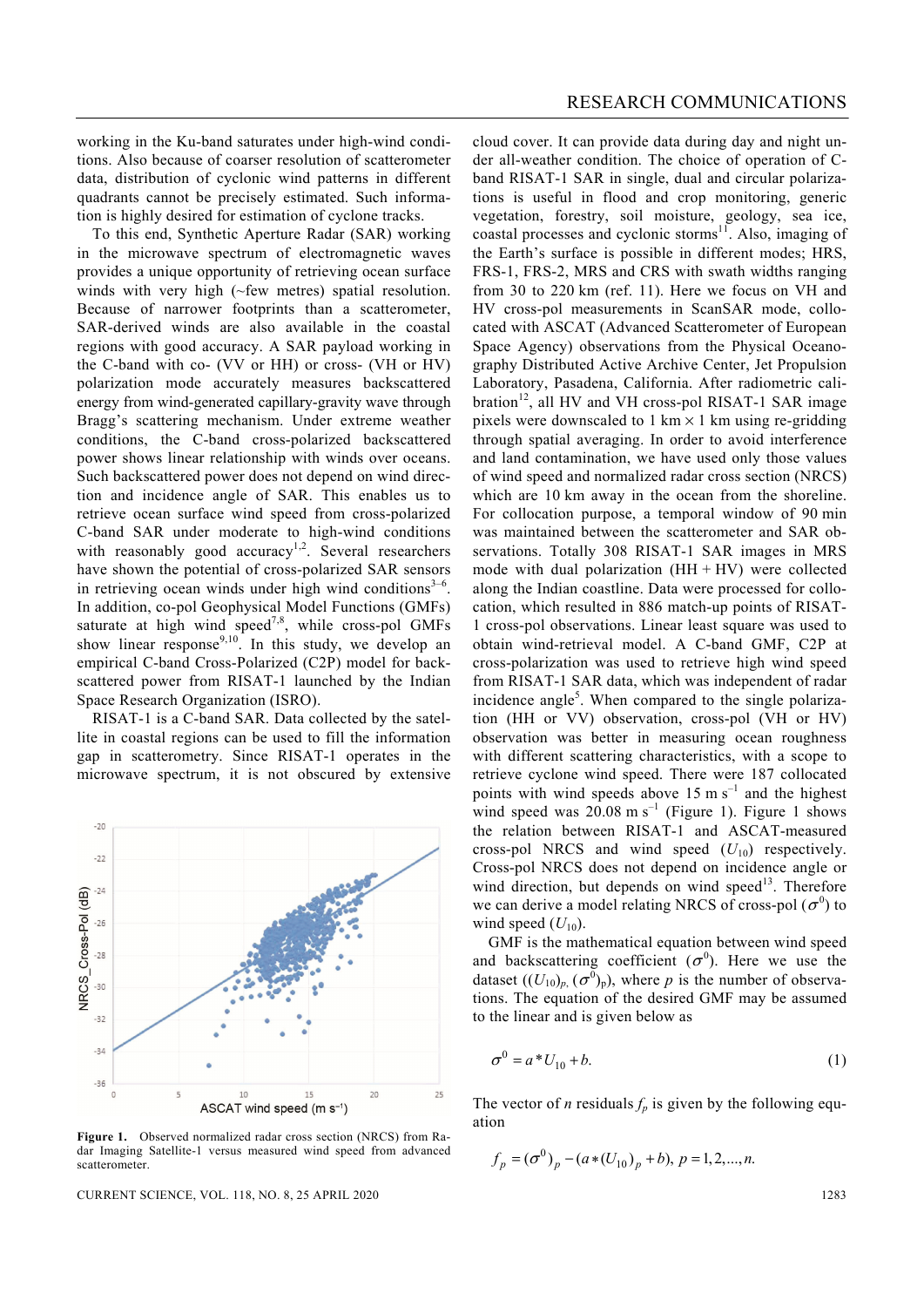working in the Ku-band saturates under high-wind conditions. Also because of coarser resolution of scatterometer data, distribution of cyclonic wind patterns in different quadrants cannot be precisely estimated. Such information is highly desired for estimation of cyclone tracks.

To this end, Synthetic Aperture Radar (SAR) working in the microwave spectrum of electromagnetic waves provides a unique opportunity of retrieving ocean surface winds with very high (~few metres) spatial resolution. Because of narrower footprints than a scatterometer, SAR-derived winds are also available in the coastal regions with good accuracy. A SAR payload working in the C-band with co- (VV or HH) or cross- (VH or HV) polarization mode accurately measures backscattered energy from wind-generated capillary-gravity wave through Bragg's scattering mechanism. Under extreme weather conditions, the C-band cross-polarized backscattered power shows linear relationship with winds over oceans. Such backscattered power does not depend on wind direction and incidence angle of SAR. This enables us to retrieve ocean surface wind speed from cross-polarized C-band SAR under moderate to high-wind conditions with reasonably good accuracy[1,2]. Several researchers have shown the potential of cross-polarized SAR sensors in retrieving ocean winds under high wind conditions[3–6]. In addition, co-pol Geophysical Model Functions (GMFs) saturate at high wind speed[7,8], while cross-pol GMFs show linear response[9,10]. In this study, we develop an empirical C-band Cross-Polarized (C2P) model for backscattered power from RISAT-1 launched by the Indian Space Research Organization (ISRO).

RISAT-1 is a C-band SAR. Data collected by the satellite in coastal regions can be used to fill the information gap in scatterometry. Since RISAT-1 operates in the microwave spectrum, it is not obscured by extensive cloud cover. It can provide data during day and night under all-weather condition. The choice of operation of C-band RISAT-1 SAR in single, dual and circular polarizations is useful in flood and crop monitoring, generic vegetation, forestry, soil moisture, geology, sea ice, coastal processes and cyclonic storms[11]. Also, imaging of the Earth's surface is possible in different modes; HRS, FRS-1, FRS-2, MRS and CRS with swath widths ranging from 30 to 220 km (ref. 11). Here we focus on VH and HV cross-pol measurements in ScanSAR mode, collocated with ASCAT (Advanced Scatterometer of European Space Agency) observations from the Physical Oceanography Distributed Active Archive Center, Jet Propulsion Laboratory, Pasadena, California. After radiometric calibration[12], all HV and VH cross-pol RISAT-1 SAR image pixels were downscaled to 1 km × 1 km using re-gridding through spatial averaging. In order to avoid interference and land contamination, we have used only those values of wind speed and normalized radar cross section (NRCS) which are 10 km away in the ocean from the shoreline. For collocation purpose, a temporal window of 90 min was maintained between the scatterometer and SAR observations. Totally 308 RISAT-1 SAR images in MRS mode with dual polarization (HH + HV) were collected along the Indian coastline. Data were processed for collocation, which resulted in 886 match-up points of RISAT-1 cross-pol observations. Linear least square was used to obtain wind-retrieval model. A C-band GMF, C2P at cross-polarization was used to retrieve high wind speed from RISAT-1 SAR data, which was independent of radar incidence angle[5]. When compared to the single polarization (HH or VV) observation, cross-pol (VH or HV) observation was better in measuring ocean roughness with different scattering characteristics, with a scope to retrieve cyclone wind speed. There were 187 collocated points with wind speeds above 15 m s$^{-1}$ and the highest wind speed was 20.08 m s$^{-1}$ (Figure 1). Figure 1 shows the relation between RISAT-1 and ASCAT-measured cross-pol NRCS and wind speed ($U_{10}$) respectively. Cross-pol NRCS does not depend on incidence angle or wind direction, but depends on wind speed[13]. Therefore we can derive a model relating NRCS of cross-pol ($\sigma^0$) to wind speed ($U_{10}$).

Figure 1. Observed normalized radar cross section (NRCS) from Radar Imaging Satellite-1 versus measured wind speed from advanced scatterometer.

GMF is the mathematical equation between wind speed and backscattering coefficient ($\sigma^0$). Here we use the dataset $((U_{10})_p, (\sigma^0)_p)$, where $p$ is the number of observations. The equation of the desired GMF may be assumed to the linear and is given below as

$$\sigma^0 = a * U_{10} + b. \tag{1}$$

The vector of $n$ residuals $f_p$ is given by the following equation

$$f_p = (\sigma^0)_p - (a * (U_{10})_p + b), \; p = 1, 2, ..., n.$$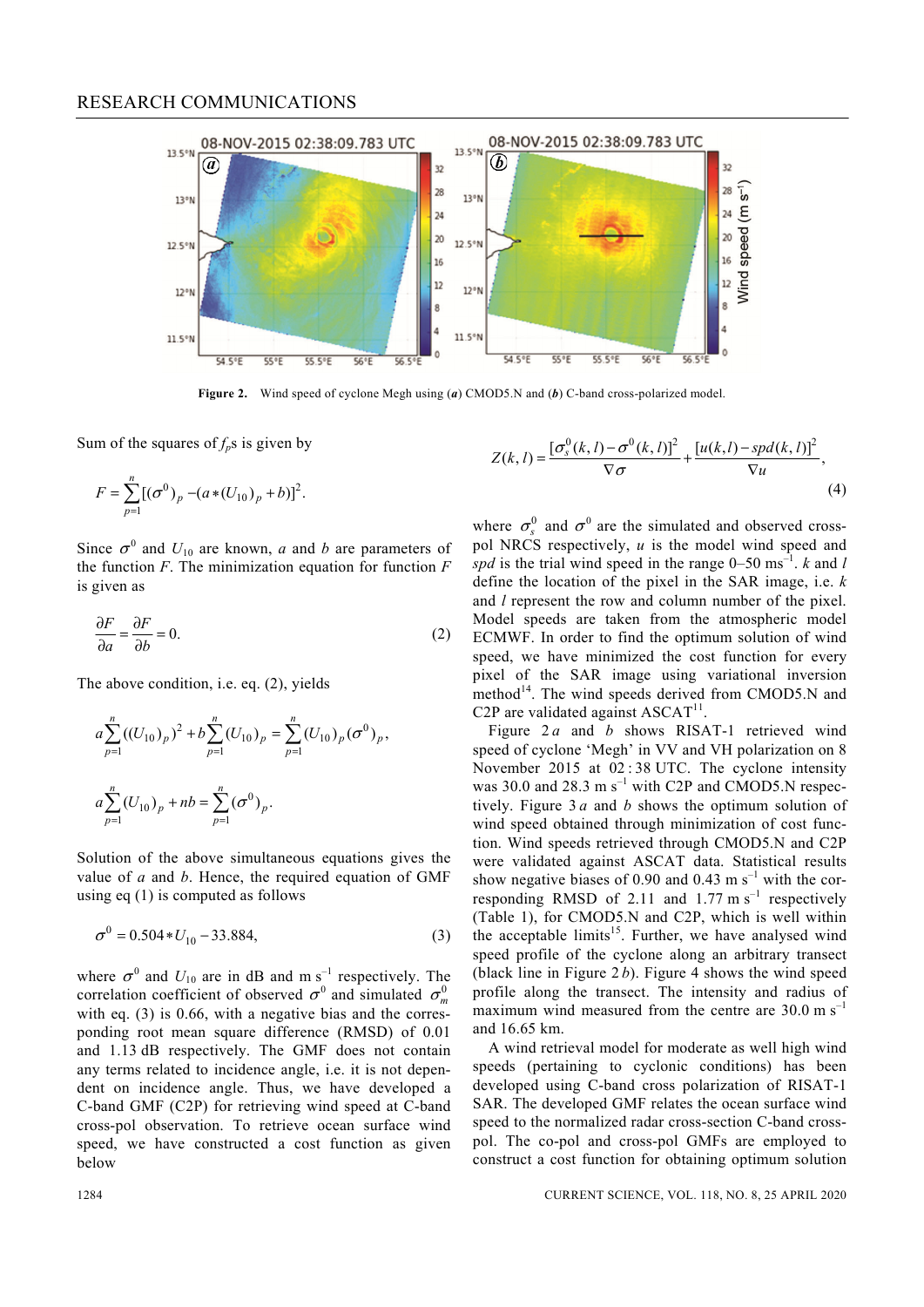Figure 2. Wind speed of cyclone Megh using (***a***) CMOD5.N and (***b***) C-band cross-polarized model.

Sum of the squares of $f_p$s is given by

$$F = \sum_{p=1}^{n} [(\sigma^0)_p - (a*(U_{10})_p + b)]^2.$$

Since $\sigma^0$ and $U_{10}$ are known, $a$ and $b$ are parameters of the function $F$. The minimization equation for function $F$ is given as

$$\frac{\partial F}{\partial a} = \frac{\partial F}{\partial b} = 0. \quad (2)$$

The above condition, i.e. eq. (2), yields

$$a\sum_{p=1}^{n}((U_{10})_p)^2 + b\sum_{p=1}^{n}(U_{10})_p = \sum_{p=1}^{n}(U_{10})_p(\sigma^0)_p,$$

$$a\sum_{p=1}^{n}(U_{10})_p + nb = \sum_{p=1}^{n}(\sigma^0)_p.$$

Solution of the above simultaneous equations gives the value of $a$ and $b$. Hence, the required equation of GMF using eq (1) is computed as follows

$$\sigma^0 = 0.504 * U_{10} - 33.884, \quad (3)$$

where $\sigma^0$ and $U_{10}$ are in dB and m s$^{-1}$ respectively. The correlation coefficient of observed $\sigma^0$ and simulated $\sigma^0_m$ with eq. (3) is 0.66, with a negative bias and the corresponding root mean square difference (RMSD) of 0.01 and 1.13 dB respectively. The GMF does not contain any terms related to incidence angle, i.e. it is not dependent on incidence angle. Thus, we have developed a C-band GMF (C2P) for retrieving wind speed at C-band cross-pol observation. To retrieve ocean surface wind speed, we have constructed a cost function as given below

$$Z(k,l) = \frac{[\sigma^0_s(k,l) - \sigma^0(k,l)]^2}{\nabla\sigma} + \frac{[u(k,l) - spd(k,l)]^2}{\nabla u}, \quad (4)$$

where $\sigma^0_s$ and $\sigma^0$ are the simulated and observed cross-pol NRCS respectively, $u$ is the model wind speed and $spd$ is the trial wind speed in the range 0–50 ms$^{-1}$. $k$ and $l$ define the location of the pixel in the SAR image, i.e. $k$ and $l$ represent the row and column number of the pixel. Model speeds are taken from the atmospheric model ECMWF. In order to find the optimum solution of wind speed, we have minimized the cost function for every pixel of the SAR image using variational inversion method[14]. The wind speeds derived from CMOD5.N and C2P are validated against ASCAT[11].

Figure 2 *a* and *b* shows RISAT-1 retrieved wind speed of cyclone 'Megh' in VV and VH polarization on 8 November 2015 at 02 : 38 UTC. The cyclone intensity was 30.0 and 28.3 m s$^{-1}$ with C2P and CMOD5.N respectively. Figure 3 *a* and *b* shows the optimum solution of wind speed obtained through minimization of cost function. Wind speeds retrieved through CMOD5.N and C2P were validated against ASCAT data. Statistical results show negative biases of 0.90 and 0.43 m s$^{-1}$ with the corresponding RMSD of 2.11 and 1.77 m s$^{-1}$ respectively (Table 1), for CMOD5.N and C2P, which is well within the acceptable limits[15]. Further, we have analysed wind speed profile of the cyclone along an arbitrary transect (black line in Figure 2 *b*). Figure 4 shows the wind speed profile along the transect. The intensity and radius of maximum wind measured from the centre are 30.0 m s$^{-1}$ and 16.65 km.

A wind retrieval model for moderate as well high wind speeds (pertaining to cyclonic conditions) has been developed using C-band cross polarization of RISAT-1 SAR. The developed GMF relates the ocean surface wind speed to the normalized radar cross-section C-band cross-pol. The co-pol and cross-pol GMFs are employed to construct a cost function for obtaining optimum solution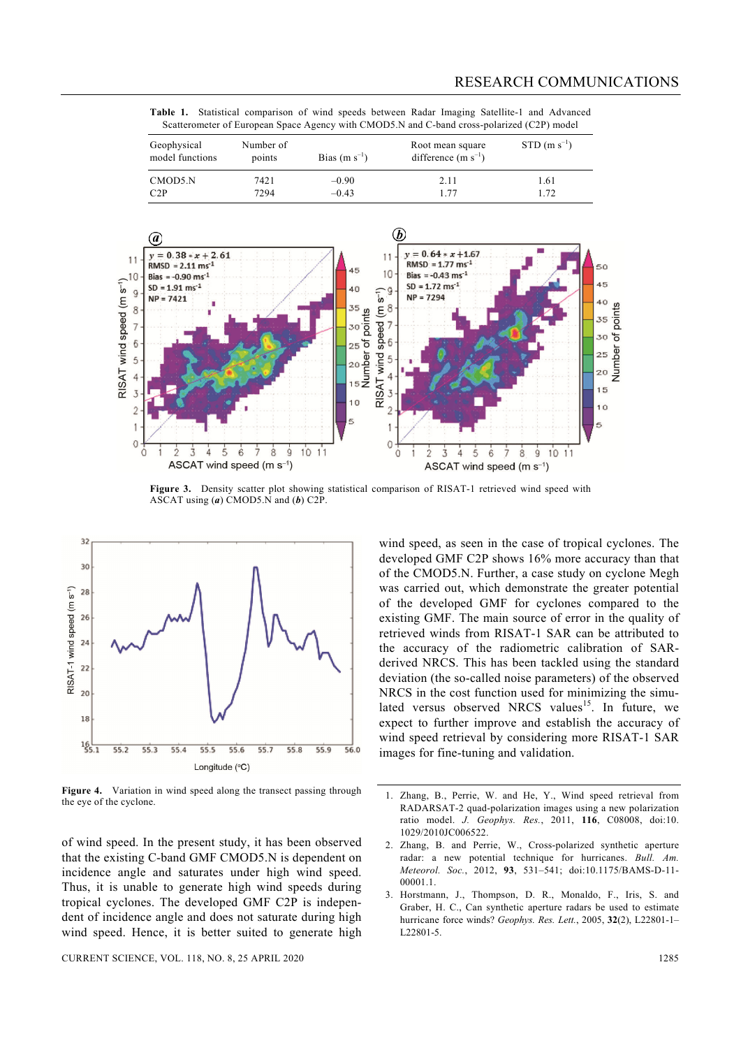**Table 1.** Statistical comparison of wind speeds between Radar Imaging Satellite-1 and Advanced Scatterometer of European Space Agency with CMOD5.N and C-band cross-polarized (C2P) model

| Geophysical model functions | Number of points | Bias (m $s^{-1}$) | Root mean square difference (m $s^{-1}$) | STD (m $s^{-1}$) |
|---|---|---|---|---|
| CMOD5.N | 7421 | –0.90 | 2.11 | 1.61 |
| C2P | 7294 | –0.43 | 1.77 | 1.72 |

**Figure 3.** Density scatter plot showing statistical comparison of RISAT-1 retrieved wind speed with ASCAT using (***a***) CMOD5.N and (***b***) C2P.

**Figure 4.** Variation in wind speed along the transect passing through the eye of the cyclone.

of wind speed. In the present study, it has been observed that the existing C-band GMF CMOD5.N is dependent on incidence angle and saturates under high wind speed. Thus, it is unable to generate high wind speeds during tropical cyclones. The developed GMF C2P is independent of incidence angle and does not saturate during high wind speed. Hence, it is better suited to generate high wind speed, as seen in the case of tropical cyclones. The developed GMF C2P shows 16% more accuracy than that of the CMOD5.N. Further, a case study on cyclone Megh was carried out, which demonstrate the greater potential of the developed GMF for cyclones compared to the existing GMF. The main source of error in the quality of retrieved winds from RISAT-1 SAR can be attributed to the accuracy of the radiometric calibration of SAR-derived NRCS. This has been tackled using the standard deviation (the so-called noise parameters) of the observed NRCS in the cost function used for minimizing the simulated versus observed NRCS values[15]. In future, we expect to further improve and establish the accuracy of wind speed retrieval by considering more RISAT-1 SAR images for fine-tuning and validation.

1. Zhang, B., Perrie, W. and He, Y., Wind speed retrieval from RADARSAT-2 quad-polarization images using a new polarization ratio model. *J. Geophys. Res.*, 2011, **116**, C08008, doi:10.1029/2010JC006522.
2. Zhang, B. and Perrie, W., Cross-polarized synthetic aperture radar: a new potential technique for hurricanes. *Bull. Am. Meteorol. Soc.*, 2012, **93**, 531–541; doi:10.1175/BAMS-D-11-00001.1.
3. Horstmann, J., Thompson, D. R., Monaldo, F., Iris, S. and Graber, H. C., Can synthetic aperture radars be used to estimate hurricane force winds? *Geophys. Res. Lett.*, 2005, **32**(2), L22801-1–L22801-5.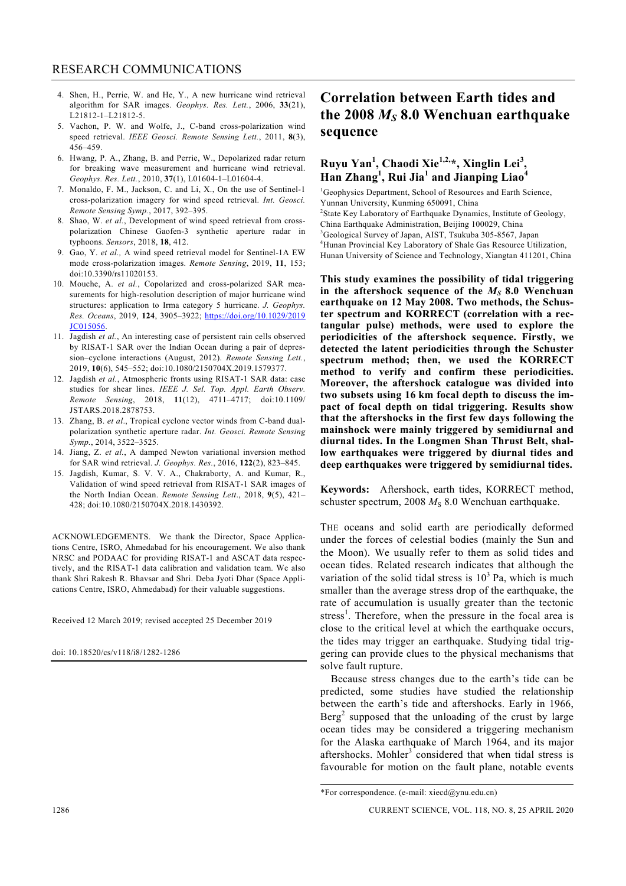4. Shen, H., Perrie, W. and He, Y., A new hurricane wind retrieval algorithm for SAR images. *Geophys. Res. Lett.*, 2006, **33**(21), L21812-1–L21812-5.
5. Vachon, P. W. and Wolfe, J., C-band cross-polarization wind speed retrieval. *IEEE Geosci. Remote Sensing Lett.*, 2011, **8**(3), 456–459.
6. Hwang, P. A., Zhang, B. and Perrie, W., Depolarized radar return for breaking wave measurement and hurricane wind retrieval. *Geophys. Res. Lett.*, 2010, **37**(1), L01604-1–L01604-4.
7. Monaldo, F. M., Jackson, C. and Li, X., On the use of Sentinel-1 cross-polarization imagery for wind speed retrieval. *Int. Geosci. Remote Sensing Symp.*, 2017, 392–395.
8. Shao, W. *et al.*, Development of wind speed retrieval from cross-polarization Chinese Gaofen-3 synthetic aperture radar in typhoons. *Sensors*, 2018, **18**, 412.
9. Gao, Y. *et al.,* A wind speed retrieval model for Sentinel-1A EW mode cross-polarization images. *Remote Sensing*, 2019, **11**, 153; doi:10.3390/rs11020153.
10. Mouche, A. *et al.*, Copolarized and cross-polarized SAR measurements for high-resolution description of major hurricane wind structures: application to Irma category 5 hurricane. *J. Geophys. Res. Oceans*, 2019, **124**, 3905–3922; https://doi.org/10.1029/2019JC015056.
11. Jagdish *et al.*, An interesting case of persistent rain cells observed by RISAT-1 SAR over the Indian Ocean during a pair of depression–cyclone interactions (August, 2012). *Remote Sensing Lett.*, 2019, **10**(6), 545–552; doi:10.1080/2150704X.2019.1579377.
12. Jagdish *et al.*, Atmospheric fronts using RISAT-1 SAR data: case studies for shear lines. *IEEE J. Sel. Top. Appl. Earth Observ. Remote Sensing*, 2018, **11**(12), 4711–4717; doi:10.1109/JSTARS.2018.2878753.
13. Zhang, B. *et al*., Tropical cyclone vector winds from C-band dual-polarization synthetic aperture radar. *Int. Geosci. Remote Sensing Symp.*, 2014, 3522–3525.
14. Jiang, Z. *et al.*, A damped Newton variational inversion method for SAR wind retrieval. *J. Geophys. Res.*, 2016, **122**(2), 823–845.
15. Jagdish, Kumar, S. V. V. A., Chakraborty, A. and Kumar, R., Validation of wind speed retrieval from RISAT-1 SAR images of the North Indian Ocean. *Remote Sensing Lett*., 2018, **9**(5), 421–428; doi:10.1080/2150704X.2018.1430392.

ACKNOWLEDGEMENTS. We thank the Director, Space Applications Centre, ISRO, Ahmedabad for his encouragement. We also thank NRSC and PODAAC for providing RISAT-1 and ASCAT data respectively, and the RISAT-1 data calibration and validation team. We also thank Shri Rakesh R. Bhavsar and Shri. Deba Jyoti Dhar (Space Applications Centre, ISRO, Ahmedabad) for their valuable suggestions.

Received 12 March 2019; revised accepted 25 December 2019

doi: 10.18520/cs/v118/i8/1282-1286

# Correlation between Earth tides and the 2008 $M_S$ 8.0 Wenchuan earthquake sequence

**Ruyu Yan[1], Chaodi Xie[1,2,*], Xinglin Lei[3], Han Zhang[1], Rui Jia[1] and Jianping Liao[4]**

[1]Geophysics Department, School of Resources and Earth Science, Yunnan University, Kunming 650091, China
[2]State Key Laboratory of Earthquake Dynamics, Institute of Geology, China Earthquake Administration, Beijing 100029, China
[3]Geological Survey of Japan, AIST, Tsukuba 305-8567, Japan
[4]Hunan Provincial Key Laboratory of Shale Gas Resource Utilization, Hunan University of Science and Technology, Xiangtan 411201, China

**This study examines the possibility of tidal triggering in the aftershock sequence of the $M_S$ 8.0 Wenchuan earthquake on 12 May 2008. Two methods, the Schuster spectrum and KORRECT (correlation with a rectangular pulse) methods, were used to explore the periodicities of the aftershock sequence. Firstly, we detected the latent periodicities through the Schuster spectrum method; then, we used the KORRECT method to verify and confirm these periodicities. Moreover, the aftershock catalogue was divided into two subsets using 16 km focal depth to discuss the impact of focal depth on tidal triggering. Results show that the aftershocks in the first few days following the mainshock were mainly triggered by semidiurnal and diurnal tides. In the Longmen Shan Thrust Belt, shallow earthquakes were triggered by diurnal tides and deep earthquakes were triggered by semidiurnal tides.**

**Keywords:** Aftershock, earth tides, KORRECT method, schuster spectrum, 2008 $M_S$ 8.0 Wenchuan earthquake.

THE oceans and solid earth are periodically deformed under the forces of celestial bodies (mainly the Sun and the Moon). We usually refer to them as solid tides and ocean tides. Related research indicates that although the variation of the solid tidal stress is $10^3$ Pa, which is much smaller than the average stress drop of the earthquake, the rate of accumulation is usually greater than the tectonic stress[1]. Therefore, when the pressure in the focal area is close to the critical level at which the earthquake occurs, the tides may trigger an earthquake. Studying tidal triggering can provide clues to the physical mechanisms that solve fault rupture.

Because stress changes due to the earth's tide can be predicted, some studies have studied the relationship between the earth's tide and aftershocks. Early in 1966, Berg[2] supposed that the unloading of the crust by large ocean tides may be considered a triggering mechanism for the Alaska earthquake of March 1964, and its major aftershocks. Mohler[3] considered that when tidal stress is favourable for motion on the fault plane, notable events

*For correspondence. (e-mail: xiecd@ynu.edu.cn)